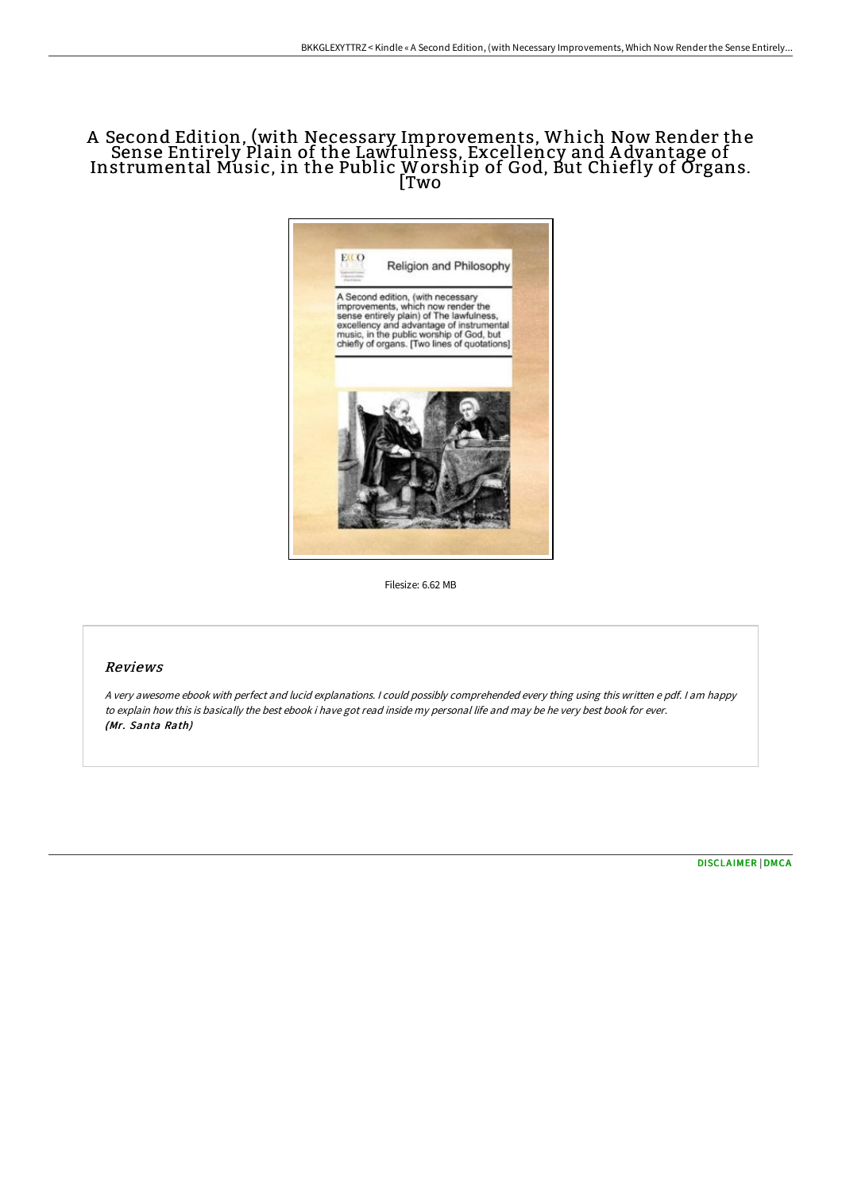# A Second Edition, (with Necessary Improvements, Which Now Render the Sense Entirely Plain of the Lawfulness, Excellency and Advantage of Instrumental Music, in the Public Worship of God, But Chiefly of Organs. [Two

Filesize: 6.62 MB

## Reviews

*A very awesome ebook with perfect and lucid explanations. I could possibly comprehended every thing using this written e pdf. I am happy to explain how this is basically the best ebook i have got read inside my personal life and may be he very best book for ever.*
***(Mr. Santa Rath)***

[DISCLAIMER](#) | [DMCA](#)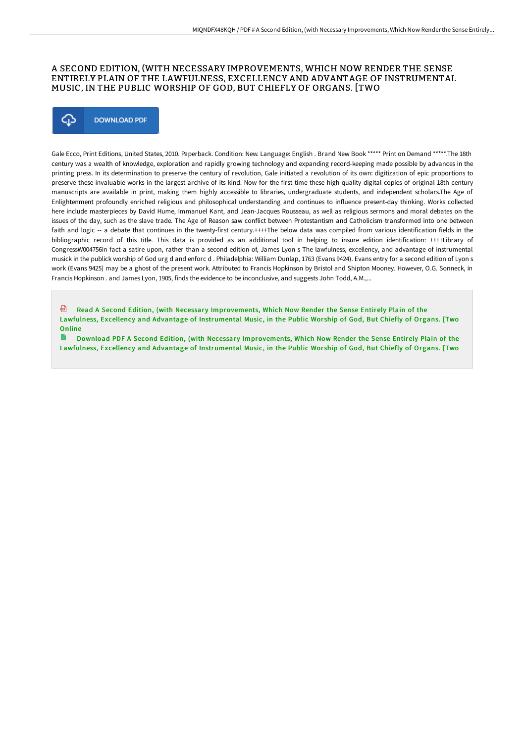# A SECOND EDITION, (WITH NECESSARY IMPROVEMENTS, WHICH NOW RENDER THE SENSE ENTIRELY PLAIN OF THE LAWFULNESS, EXCELLENCY AND ADVANTAGE OF INSTRUMENTAL MUSIC, IN THE PUBLIC WORSHIP OF GOD, BUT CHIEFLY OF ORGANS. [TWO

DOWNLOAD PDF

Gale Ecco, Print Editions, United States, 2010. Paperback. Condition: New. Language: English . Brand New Book ***** Print on Demand *****.The 18th century was a wealth of knowledge, exploration and rapidly growing technology and expanding record-keeping made possible by advances in the printing press. In its determination to preserve the century of revolution, Gale initiated a revolution of its own: digitization of epic proportions to preserve these invaluable works in the largest archive of its kind. Now for the first time these high-quality digital copies of original 18th century manuscripts are available in print, making them highly accessible to libraries, undergraduate students, and independent scholars.The Age of Enlightenment profoundly enriched religious and philosophical understanding and continues to influence present-day thinking. Works collected here include masterpieces by David Hume, Immanuel Kant, and Jean-Jacques Rousseau, as well as religious sermons and moral debates on the issues of the day, such as the slave trade. The Age of Reason saw conflict between Protestantism and Catholicism transformed into one between faith and logic -- a debate that continues in the twenty-first century.++++The below data was compiled from various identification fields in the bibliographic record of this title. This data is provided as an additional tool in helping to insure edition identification: ++++Library of CongressW004756In fact a satire upon, rather than a second edition of, James Lyon s The lawfulness, excellency, and advantage of instrumental musick in the publick worship of God urg d and enforc d . Philadelphia: William Dunlap, 1763 (Evans 9424). Evans entry for a second edition of Lyon s work (Evans 9425) may be a ghost of the present work. Attributed to Francis Hopkinson by Bristol and Shipton Mooney. However, O.G. Sonneck, in Francis Hopkinson . and James Lyon, 1905, finds the evidence to be inconclusive, and suggests John Todd, A.M.,...

Read A Second Edition, (with Necessary Improvements, Which Now Render the Sense Entirely Plain of the Lawfulness, Excellency and Advantage of Instrumental Music, in the Public Worship of God, But Chiefly of Organs. [Two Online

Download PDF A Second Edition, (with Necessary Improvements, Which Now Render the Sense Entirely Plain of the Lawfulness, Excellency and Advantage of Instrumental Music, in the Public Worship of God, But Chiefly of Organs. [Two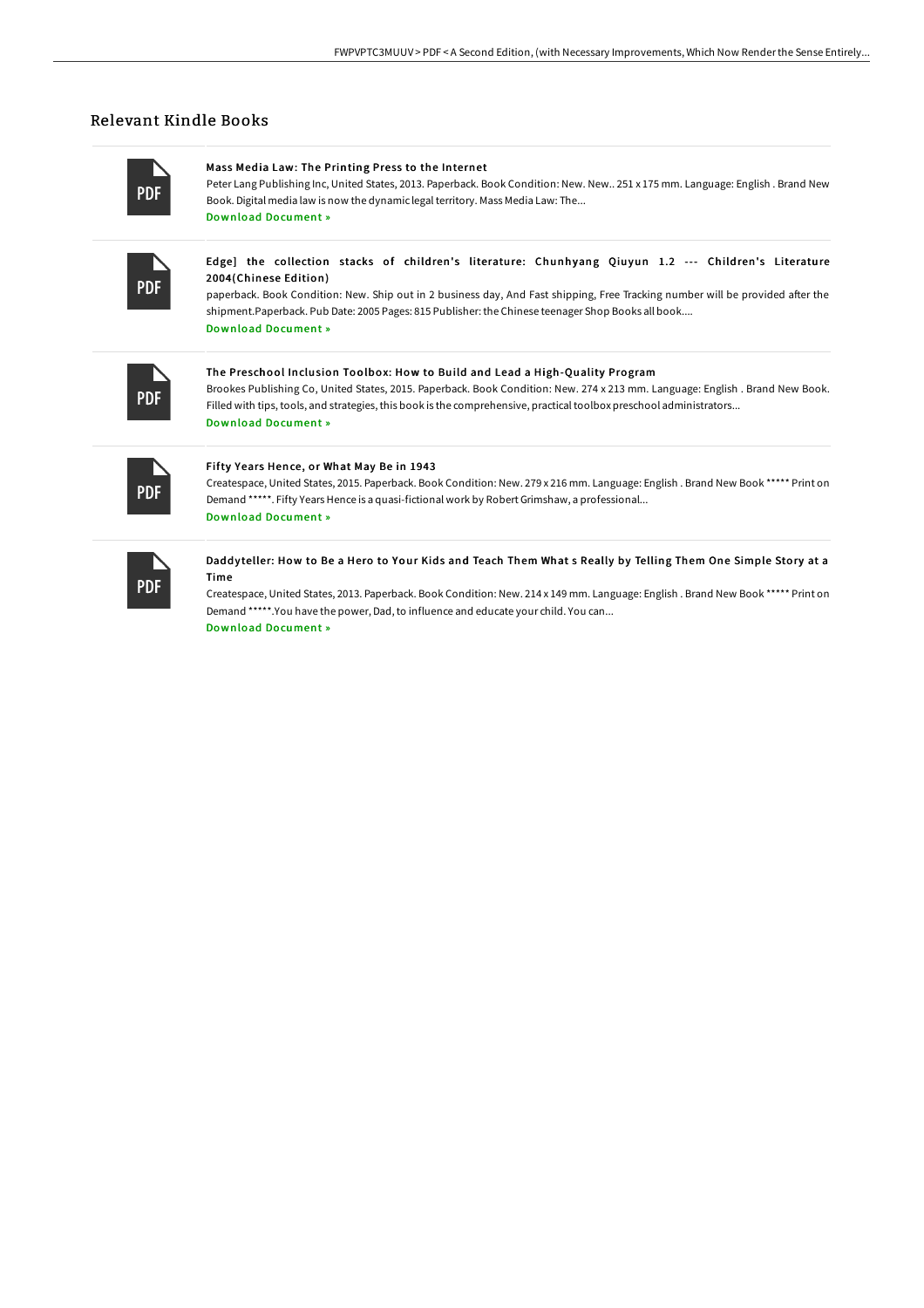## Relevant Kindle Books

### Mass Media Law: The Printing Press to the Internet

Peter Lang Publishing Inc, United States, 2013. Paperback. Book Condition: New. New.. 251 x 175 mm. Language: English . Brand New Book. Digital media law is now the dynamic legal territory. Mass Media Law: The...

Download Document »

### Edge] the collection stacks of children's literature: Chunhyang Qiuyun 1.2 --- Children's Literature 2004(Chinese Edition)

paperback. Book Condition: New. Ship out in 2 business day, And Fast shipping, Free Tracking number will be provided after the shipment.Paperback. Pub Date: 2005 Pages: 815 Publisher: the Chinese teenager Shop Books all book....

Download Document »

### The Preschool Inclusion Toolbox: How to Build and Lead a High-Quality Program

Brookes Publishing Co, United States, 2015. Paperback. Book Condition: New. 274 x 213 mm. Language: English . Brand New Book. Filled with tips, tools, and strategies, this book is the comprehensive, practical toolbox preschool administrators...

Download Document »

### Fifty Years Hence, or What May Be in 1943

Createspace, United States, 2015. Paperback. Book Condition: New. 279 x 216 mm. Language: English . Brand New Book ***** Print on Demand *****. Fifty Years Hence is a quasi-fictional work by Robert Grimshaw, a professional...

Download Document »

### Daddyteller: How to Be a Hero to Your Kids and Teach Them What s Really by Telling Them One Simple Story at a Time

Createspace, United States, 2013. Paperback. Book Condition: New. 214 x 149 mm. Language: English . Brand New Book ***** Print on Demand *****.You have the power, Dad, to influence and educate your child. You can...

Download Document »